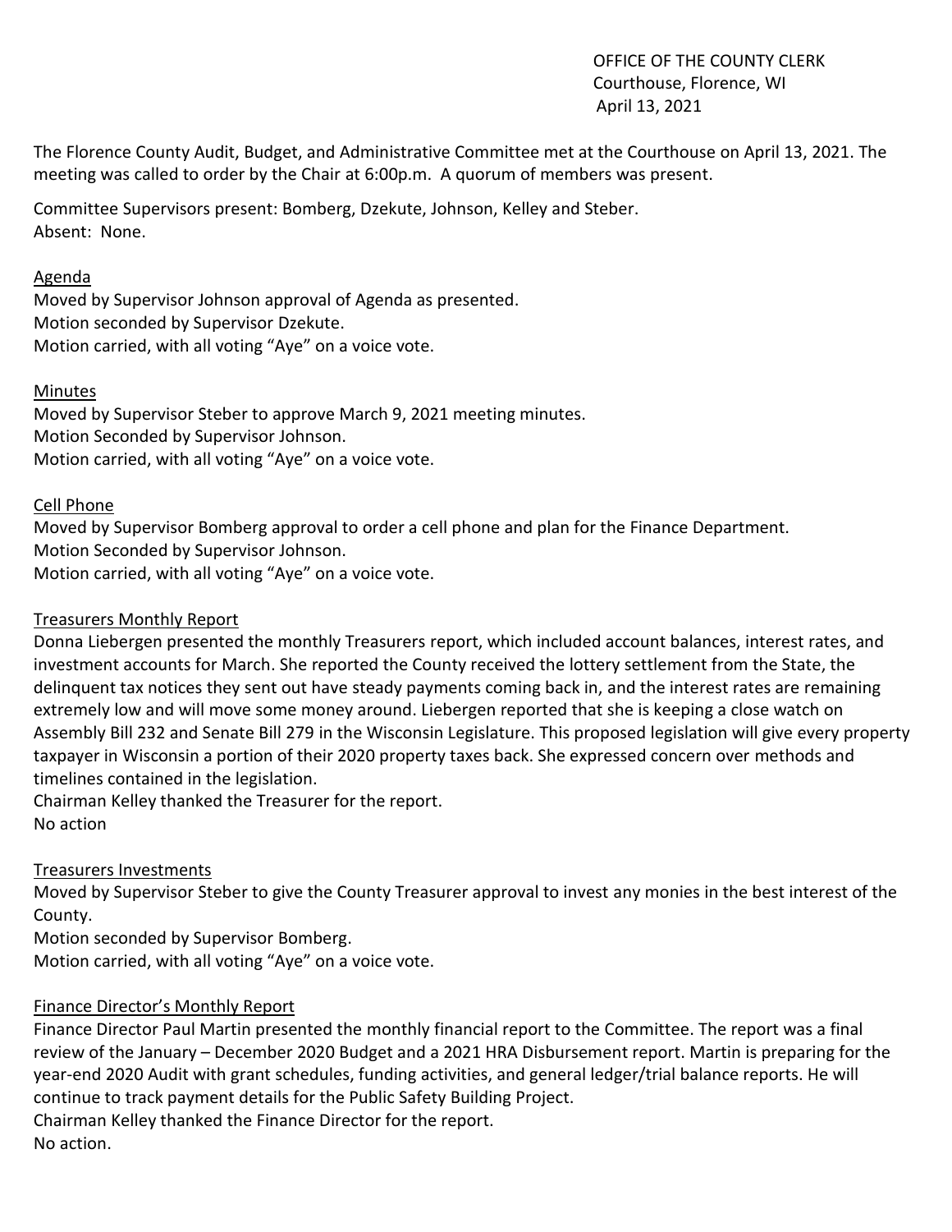OFFICE OF THE COUNTY CLERK
Courthouse, Florence, WI
April 13, 2021

The Florence County Audit, Budget, and Administrative Committee met at the Courthouse on April 13, 2021. The meeting was called to order by the Chair at 6:00p.m. A quorum of members was present.

Committee Supervisors present: Bomberg, Dzekute, Johnson, Kelley and Steber.
Absent: None.

<u>Agenda</u>

Moved by Supervisor Johnson approval of Agenda as presented.
Motion seconded by Supervisor Dzekute.
Motion carried, with all voting "Aye" on a voice vote.

<u>Minutes</u>

Moved by Supervisor Steber to approve March 9, 2021 meeting minutes.
Motion Seconded by Supervisor Johnson.
Motion carried, with all voting "Aye" on a voice vote.

<u>Cell Phone</u>

Moved by Supervisor Bomberg approval to order a cell phone and plan for the Finance Department.
Motion Seconded by Supervisor Johnson.
Motion carried, with all voting "Aye" on a voice vote.

<u>Treasurers Monthly Report</u>

Donna Liebergen presented the monthly Treasurers report, which included account balances, interest rates, and investment accounts for March. She reported the County received the lottery settlement from the State, the delinquent tax notices they sent out have steady payments coming back in, and the interest rates are remaining extremely low and will move some money around. Liebergen reported that she is keeping a close watch on Assembly Bill 232 and Senate Bill 279 in the Wisconsin Legislature. This proposed legislation will give every property taxpayer in Wisconsin a portion of their 2020 property taxes back. She expressed concern over methods and timelines contained in the legislation.
Chairman Kelley thanked the Treasurer for the report.
No action

<u>Treasurers Investments</u>

Moved by Supervisor Steber to give the County Treasurer approval to invest any monies in the best interest of the County.
Motion seconded by Supervisor Bomberg.
Motion carried, with all voting "Aye" on a voice vote.

<u>Finance Director's Monthly Report</u>

Finance Director Paul Martin presented the monthly financial report to the Committee. The report was a final review of the January – December 2020 Budget and a 2021 HRA Disbursement report. Martin is preparing for the year-end 2020 Audit with grant schedules, funding activities, and general ledger/trial balance reports. He will continue to track payment details for the Public Safety Building Project.
Chairman Kelley thanked the Finance Director for the report.
No action.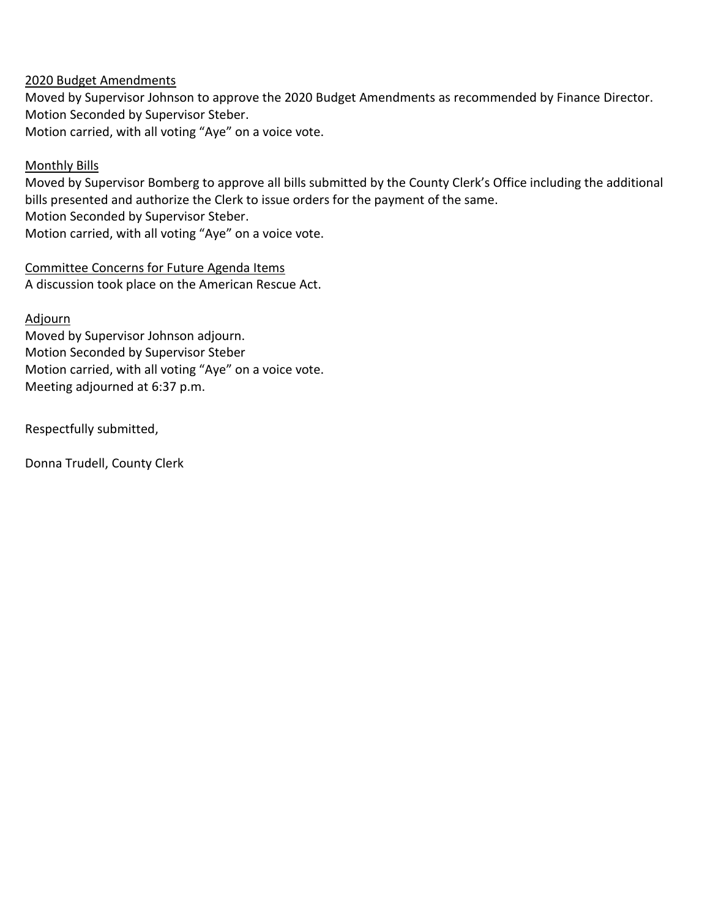2020 Budget Amendments

Moved by Supervisor Johnson to approve the 2020 Budget Amendments as recommended by Finance Director.
Motion Seconded by Supervisor Steber.
Motion carried, with all voting "Aye" on a voice vote.

Monthly Bills

Moved by Supervisor Bomberg to approve all bills submitted by the County Clerk's Office including the additional bills presented and authorize the Clerk to issue orders for the payment of the same.
Motion Seconded by Supervisor Steber.
Motion carried, with all voting "Aye" on a voice vote.

Committee Concerns for Future Agenda Items

A discussion took place on the American Rescue Act.

Adjourn

Moved by Supervisor Johnson adjourn.
Motion Seconded by Supervisor Steber
Motion carried, with all voting "Aye" on a voice vote.
Meeting adjourned at 6:37 p.m.

Respectfully submitted,

Donna Trudell, County Clerk